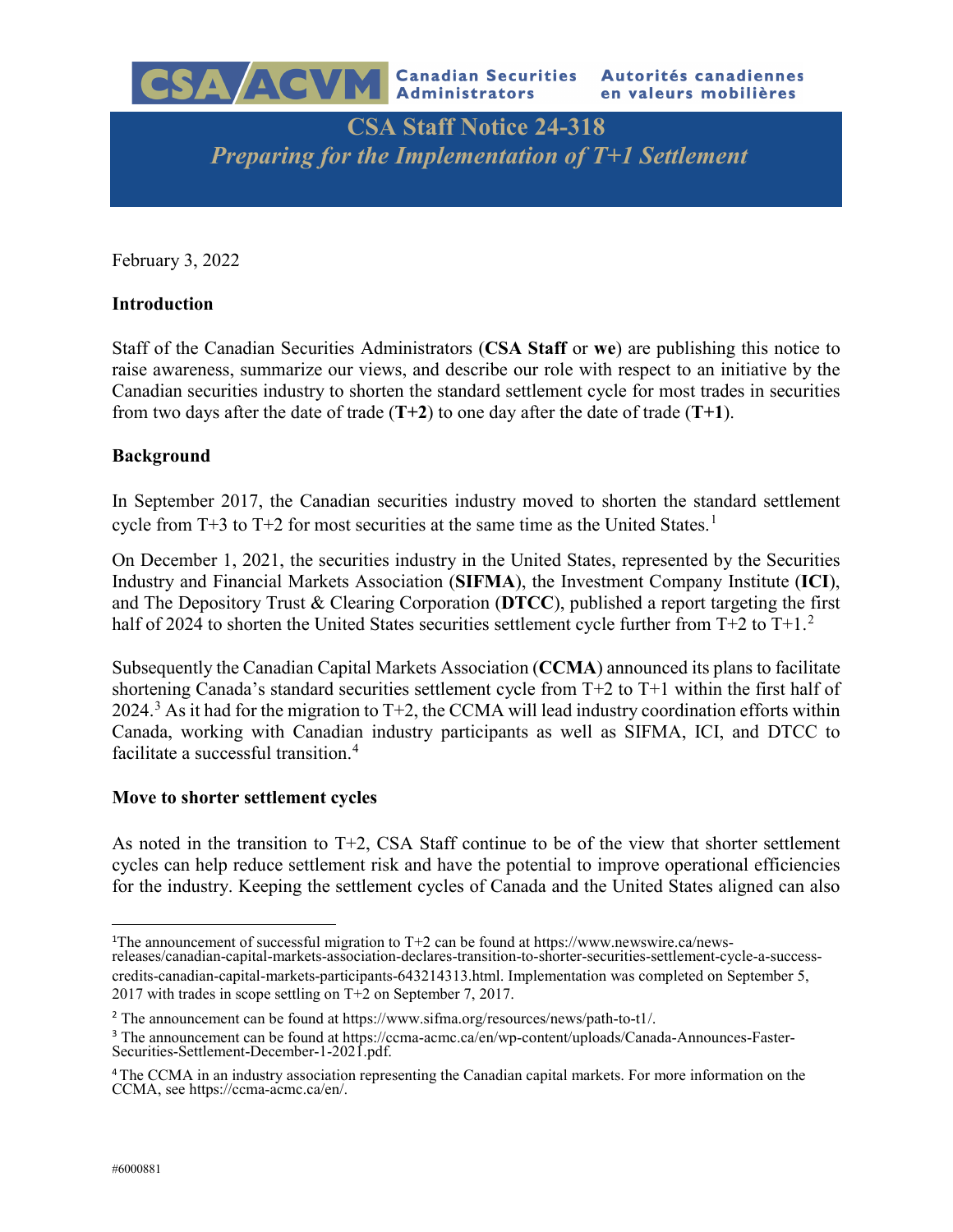**Canadian Securities Administrators** | **Autorités canadiennes en valeurs mobilières**

# CSA Staff Notice 24-318
## *Preparing for the Implementation of T+1 Settlement*

February 3, 2022

### Introduction

Staff of the Canadian Securities Administrators (**CSA Staff** or **we**) are publishing this notice to raise awareness, summarize our views, and describe our role with respect to an initiative by the Canadian securities industry to shorten the standard settlement cycle for most trades in securities from two days after the date of trade (**T+2**) to one day after the date of trade (**T+1**).

### Background

In September 2017, the Canadian securities industry moved to shorten the standard settlement cycle from T+3 to T+2 for most securities at the same time as the United States.[1]

On December 1, 2021, the securities industry in the United States, represented by the Securities Industry and Financial Markets Association (**SIFMA**), the Investment Company Institute (**ICI**), and The Depository Trust & Clearing Corporation (**DTCC**), published a report targeting the first half of 2024 to shorten the United States securities settlement cycle further from T+2 to T+1.[2]

Subsequently the Canadian Capital Markets Association (**CCMA**) announced its plans to facilitate shortening Canada's standard securities settlement cycle from T+2 to T+1 within the first half of 2024.[3] As it had for the migration to T+2, the CCMA will lead industry coordination efforts within Canada, working with Canadian industry participants as well as SIFMA, ICI, and DTCC to facilitate a successful transition.[4]

### Move to shorter settlement cycles

As noted in the transition to T+2, CSA Staff continue to be of the view that shorter settlement cycles can help reduce settlement risk and have the potential to improve operational efficiencies for the industry. Keeping the settlement cycles of Canada and the United States aligned can also

---

[1] The announcement of successful migration to T+2 can be found at https://www.newswire.ca/news-releases/canadian-capital-markets-association-declares-transition-to-shorter-securities-settlement-cycle-a-success-credits-canadian-capital-markets-participants-643214313.html. Implementation was completed on September 5, 2017 with trades in scope settling on T+2 on September 7, 2017.

[2] The announcement can be found at https://www.sifma.org/resources/news/path-to-t1/.

[3] The announcement can be found at https://ccma-acmc.ca/en/wp-content/uploads/Canada-Announces-Faster-Securities-Settlement-December-1-2021.pdf.

[4] The CCMA in an industry association representing the Canadian capital markets. For more information on the CCMA, see https://ccma-acmc.ca/en/.

#6000881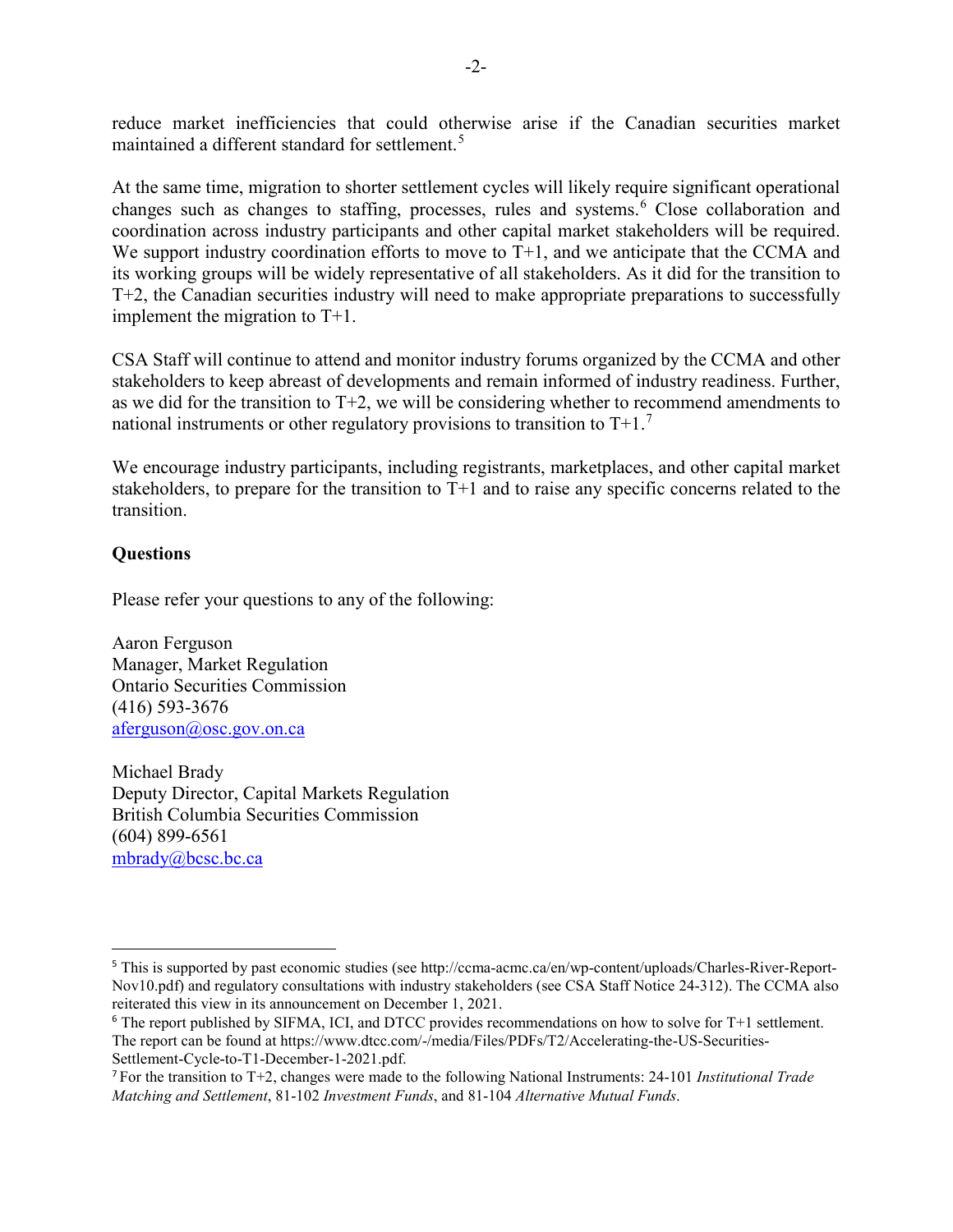reduce market inefficiencies that could otherwise arise if the Canadian securities market maintained a different standard for settlement.[5]

At the same time, migration to shorter settlement cycles will likely require significant operational changes such as changes to staffing, processes, rules and systems.[6] Close collaboration and coordination across industry participants and other capital market stakeholders will be required. We support industry coordination efforts to move to T+1, and we anticipate that the CCMA and its working groups will be widely representative of all stakeholders. As it did for the transition to T+2, the Canadian securities industry will need to make appropriate preparations to successfully implement the migration to T+1.

CSA Staff will continue to attend and monitor industry forums organized by the CCMA and other stakeholders to keep abreast of developments and remain informed of industry readiness. Further, as we did for the transition to T+2, we will be considering whether to recommend amendments to national instruments or other regulatory provisions to transition to T+1.[7]

We encourage industry participants, including registrants, marketplaces, and other capital market stakeholders, to prepare for the transition to T+1 and to raise any specific concerns related to the transition.

## Questions

Please refer your questions to any of the following:

Aaron Ferguson
Manager, Market Regulation
Ontario Securities Commission
(416) 593-3676
aferguson@osc.gov.on.ca

Michael Brady
Deputy Director, Capital Markets Regulation
British Columbia Securities Commission
(604) 899-6561
mbrady@bcsc.bc.ca

---

[5] This is supported by past economic studies (see http://ccma-acmc.ca/en/wp-content/uploads/Charles-River-Report-Nov10.pdf) and regulatory consultations with industry stakeholders (see CSA Staff Notice 24-312). The CCMA also reiterated this view in its announcement on December 1, 2021.

[6] The report published by SIFMA, ICI, and DTCC provides recommendations on how to solve for T+1 settlement. The report can be found at https://www.dtcc.com/-/media/Files/PDFs/T2/Accelerating-the-US-Securities-Settlement-Cycle-to-T1-December-1-2021.pdf.

[7] For the transition to T+2, changes were made to the following National Instruments: 24-101 *Institutional Trade Matching and Settlement*, 81-102 *Investment Funds*, and 81-104 *Alternative Mutual Funds*.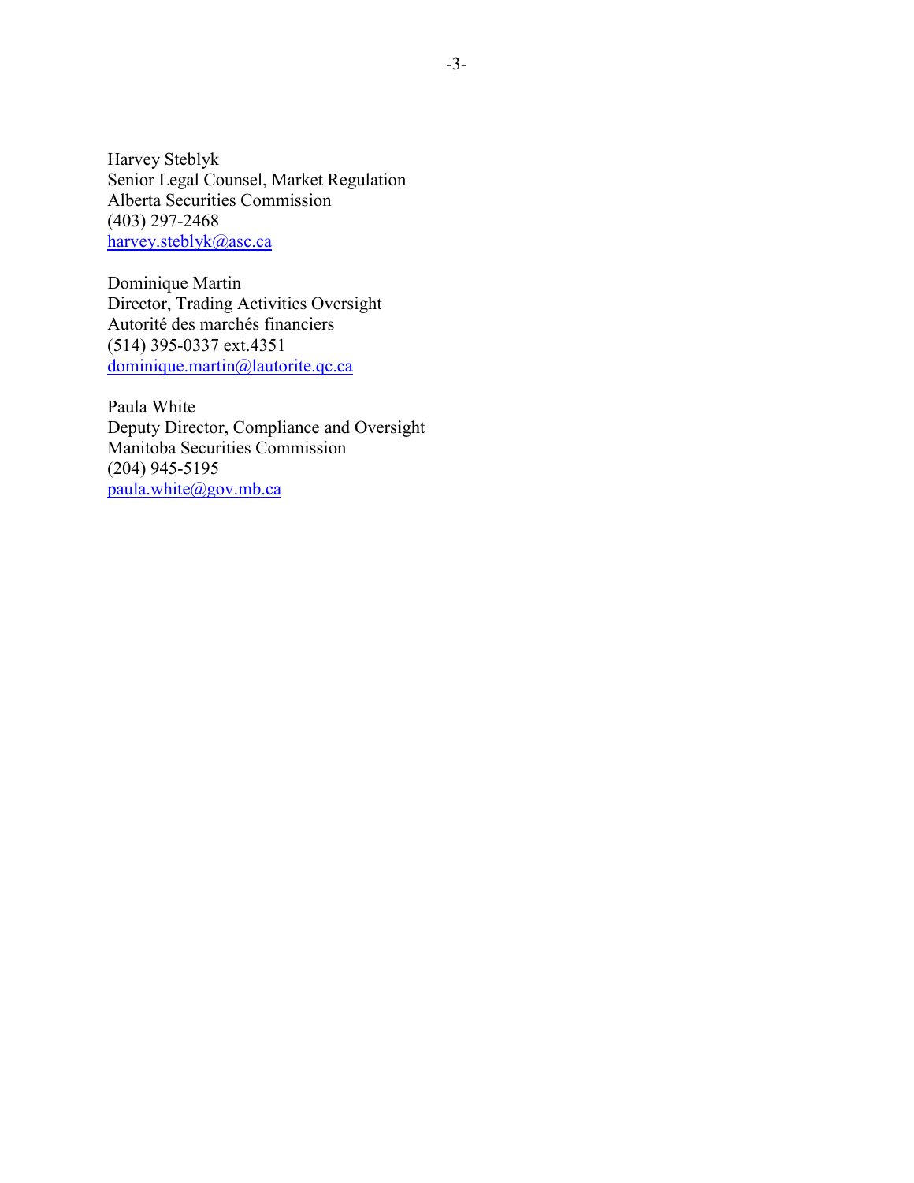Harvey Steblyk
Senior Legal Counsel, Market Regulation
Alberta Securities Commission
(403) 297-2468
harvey.steblyk@asc.ca

Dominique Martin
Director, Trading Activities Oversight
Autorité des marchés financiers
(514) 395-0337 ext.4351
dominique.martin@lautorite.qc.ca

Paula White
Deputy Director, Compliance and Oversight
Manitoba Securities Commission
(204) 945-5195
paula.white@gov.mb.ca